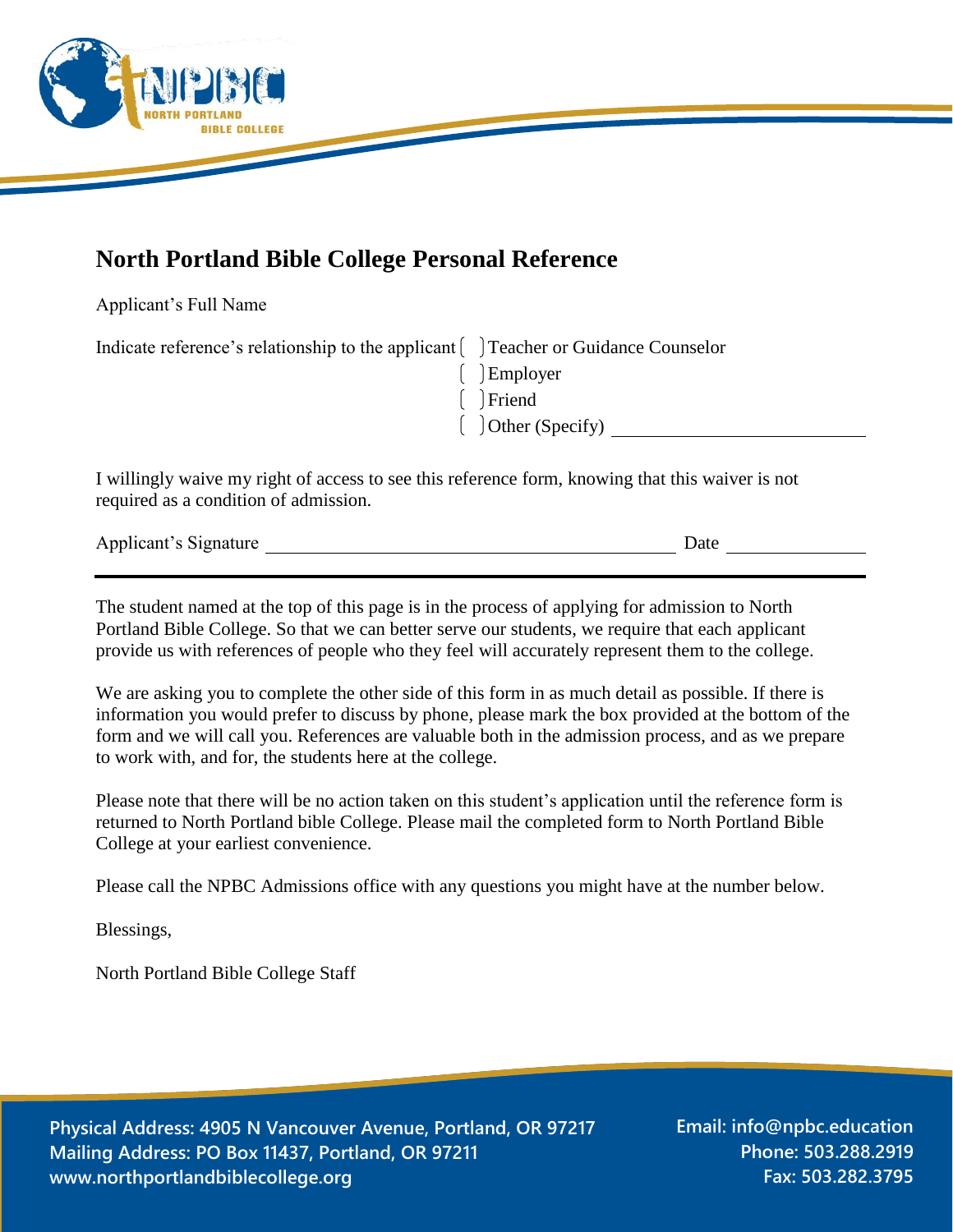# North Portland Bible College Personal Reference

Applicant's Full Name

Indicate reference's relationship to the applicant

- [ ] Teacher or Guidance Counselor
- [ ] Employer
- [ ] Friend
- [ ] Other (Specify) ____________________

I willingly waive my right of access to see this reference form, knowing that this waiver is not required as a condition of admission.

Applicant's Signature ______________________________ Date ____________

---

The student named at the top of this page is in the process of applying for admission to North Portland Bible College. So that we can better serve our students, we require that each applicant provide us with references of people who they feel will accurately represent them to the college.

We are asking you to complete the other side of this form in as much detail as possible. If there is information you would prefer to discuss by phone, please mark the box provided at the bottom of the form and we will call you. References are valuable both in the admission process, and as we prepare to work with, and for, the students here at the college.

Please note that there will be no action taken on this student's application until the reference form is returned to North Portland bible College. Please mail the completed form to North Portland Bible College at your earliest convenience.

Please call the NPBC Admissions office with any questions you might have at the number below.

Blessings,

North Portland Bible College Staff

**Physical Address: 4905 N Vancouver Avenue, Portland, OR 97217**
**Mailing Address: PO Box 11437, Portland, OR 97211**
**www.northportlandbiblecollege.org**

**Email: info@npbc.education**
**Phone: 503.288.2919**
**Fax: 503.282.3795**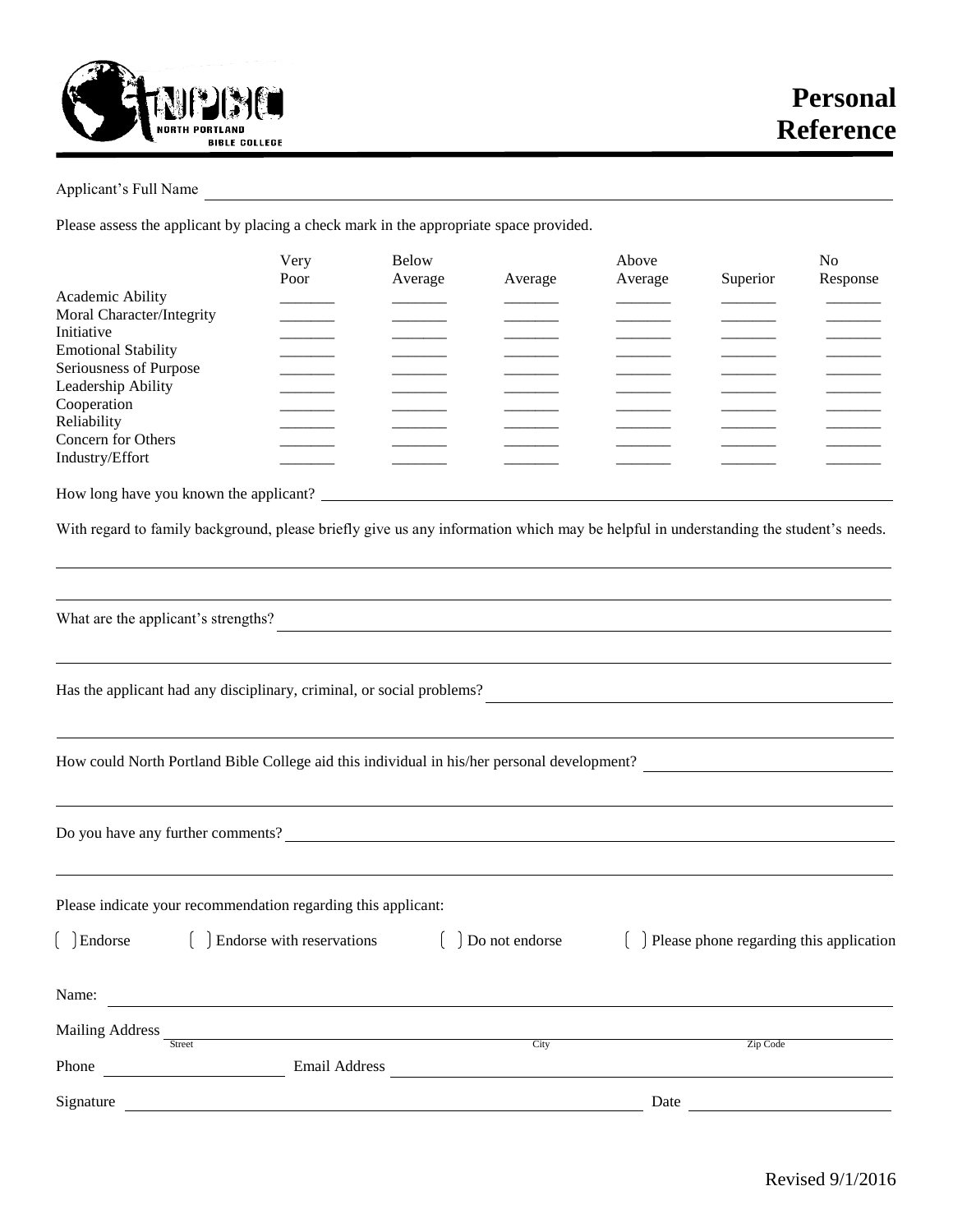# Personal Reference

NORTH PORTLAND BIBLE COLLEGE

Applicant's Full Name ______________________________

Please assess the applicant by placing a check mark in the appropriate space provided.

| | Very Poor | Below Average | Average | Above Average | Superior | No Response |
|---|---|---|---|---|---|---|
| Academic Ability | ____ | ____ | ____ | ____ | ____ | ____ |
| Moral Character/Integrity | ____ | ____ | ____ | ____ | ____ | ____ |
| Initiative | ____ | ____ | ____ | ____ | ____ | ____ |
| Emotional Stability | ____ | ____ | ____ | ____ | ____ | ____ |
| Seriousness of Purpose | ____ | ____ | ____ | ____ | ____ | ____ |
| Leadership Ability | ____ | ____ | ____ | ____ | ____ | ____ |
| Cooperation | ____ | ____ | ____ | ____ | ____ | ____ |
| Reliability | ____ | ____ | ____ | ____ | ____ | ____ |
| Concern for Others | ____ | ____ | ____ | ____ | ____ | ____ |
| Industry/Effort | ____ | ____ | ____ | ____ | ____ | ____ |

How long have you known the applicant? ______________________________

With regard to family background, please briefly give us any information which may be helpful in understanding the student's needs.

______________________________

______________________________

What are the applicant's strengths? ______________________________

______________________________

Has the applicant had any disciplinary, criminal, or social problems? ______________________________

______________________________

How could North Portland Bible College aid this individual in his/her personal development? ______________________________

______________________________

Do you have any further comments? ______________________________

______________________________

Please indicate your recommendation regarding this applicant:

( ) Endorse    ( ) Endorse with reservations    ( ) Do not endorse    ( ) Please phone regarding this application

Name: ______________________________

Mailing Address ______________________________
Street    City    Zip Code

Phone ______________ Email Address ______________________________

Signature ______________________________ Date ______________

Revised 9/1/2016